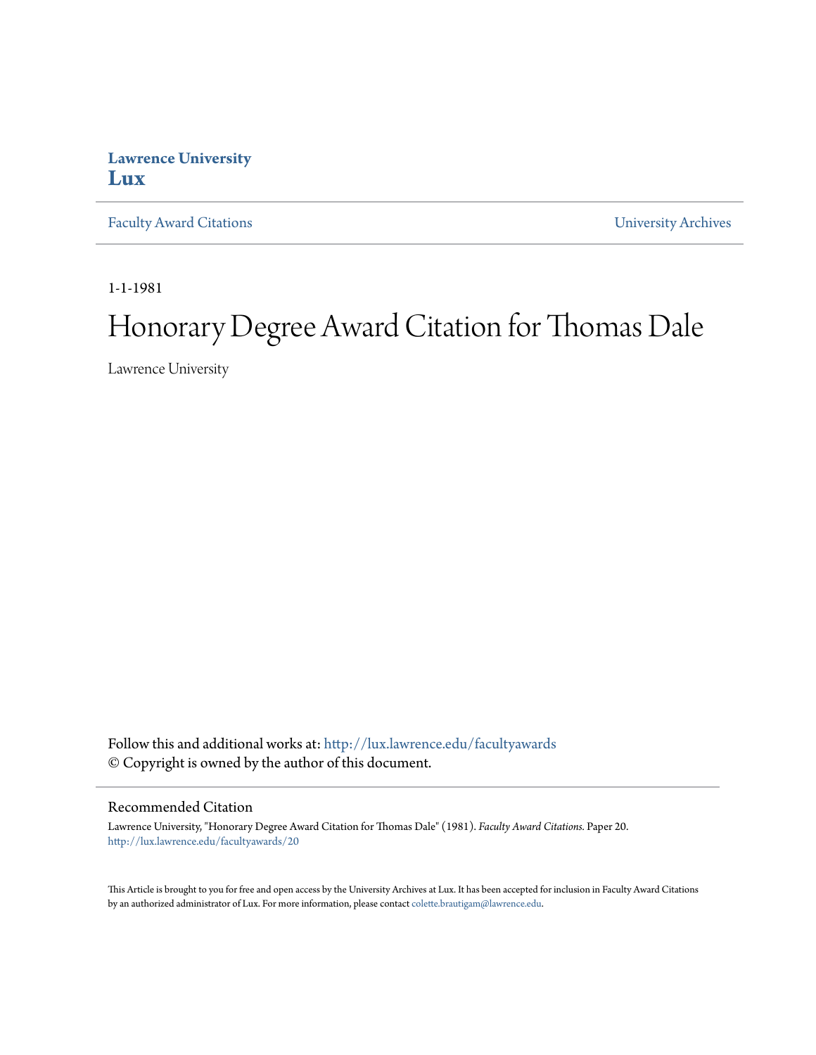**Lawrence University**
**Lux**

Faculty Award Citations | University Archives

1-1-1981

# Honorary Degree Award Citation for Thomas Dale

Lawrence University

Follow this and additional works at: http://lux.lawrence.edu/facultyawards
© Copyright is owned by the author of this document.

## Recommended Citation

Lawrence University, "Honorary Degree Award Citation for Thomas Dale" (1981). *Faculty Award Citations.* Paper 20.
http://lux.lawrence.edu/facultyawards/20

This Article is brought to you for free and open access by the University Archives at Lux. It has been accepted for inclusion in Faculty Award Citations by an authorized administrator of Lux. For more information, please contact colette.brautigam@lawrence.edu.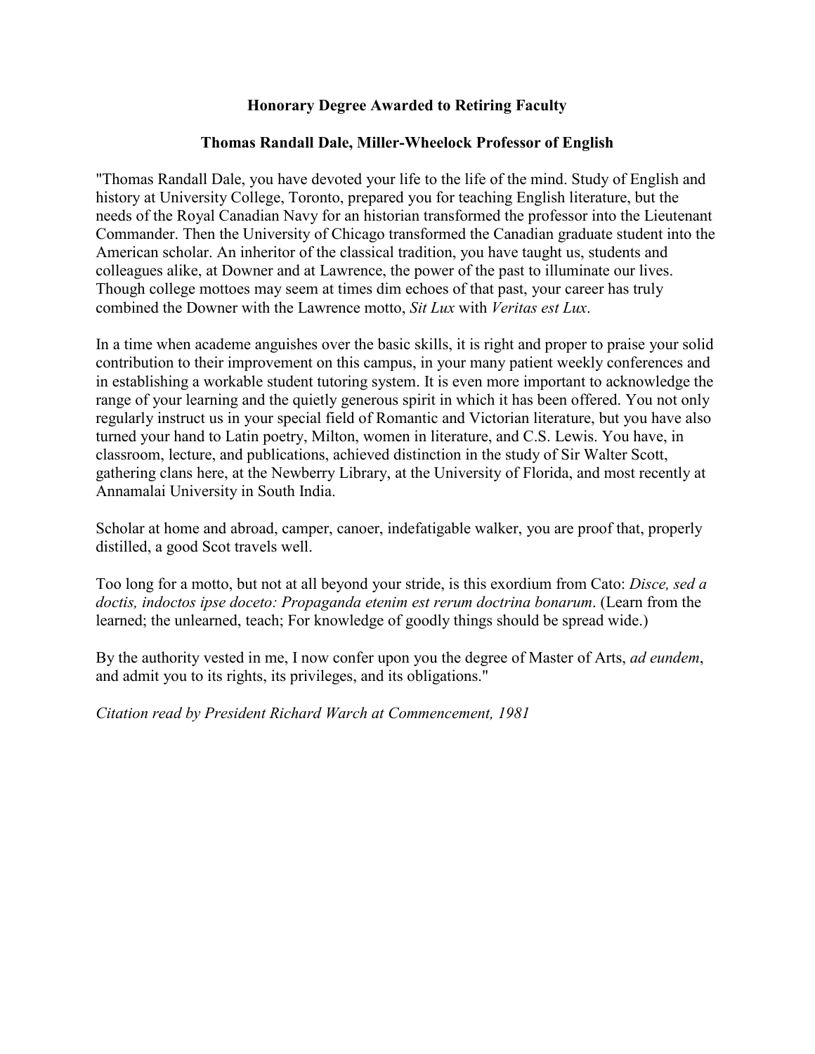## Honorary Degree Awarded to Retiring Faculty

### Thomas Randall Dale, Miller-Wheelock Professor of English

"Thomas Randall Dale, you have devoted your life to the life of the mind. Study of English and history at University College, Toronto, prepared you for teaching English literature, but the needs of the Royal Canadian Navy for an historian transformed the professor into the Lieutenant Commander. Then the University of Chicago transformed the Canadian graduate student into the American scholar. An inheritor of the classical tradition, you have taught us, students and colleagues alike, at Downer and at Lawrence, the power of the past to illuminate our lives. Though college mottoes may seem at times dim echoes of that past, your career has truly combined the Downer with the Lawrence motto, *Sit Lux* with *Veritas est Lux*.

In a time when academe anguishes over the basic skills, it is right and proper to praise your solid contribution to their improvement on this campus, in your many patient weekly conferences and in establishing a workable student tutoring system. It is even more important to acknowledge the range of your learning and the quietly generous spirit in which it has been offered. You not only regularly instruct us in your special field of Romantic and Victorian literature, but you have also turned your hand to Latin poetry, Milton, women in literature, and C.S. Lewis. You have, in classroom, lecture, and publications, achieved distinction in the study of Sir Walter Scott, gathering clans here, at the Newberry Library, at the University of Florida, and most recently at Annamalai University in South India.

Scholar at home and abroad, camper, canoer, indefatigable walker, you are proof that, properly distilled, a good Scot travels well.

Too long for a motto, but not at all beyond your stride, is this exordium from Cato: *Disce, sed a doctis, indoctos ipse doceto: Propaganda etenim est rerum doctrina bonarum*. (Learn from the learned; the unlearned, teach; For knowledge of goodly things should be spread wide.)

By the authority vested in me, I now confer upon you the degree of Master of Arts, *ad eundem*, and admit you to its rights, its privileges, and its obligations."

*Citation read by President Richard Warch at Commencement, 1981*